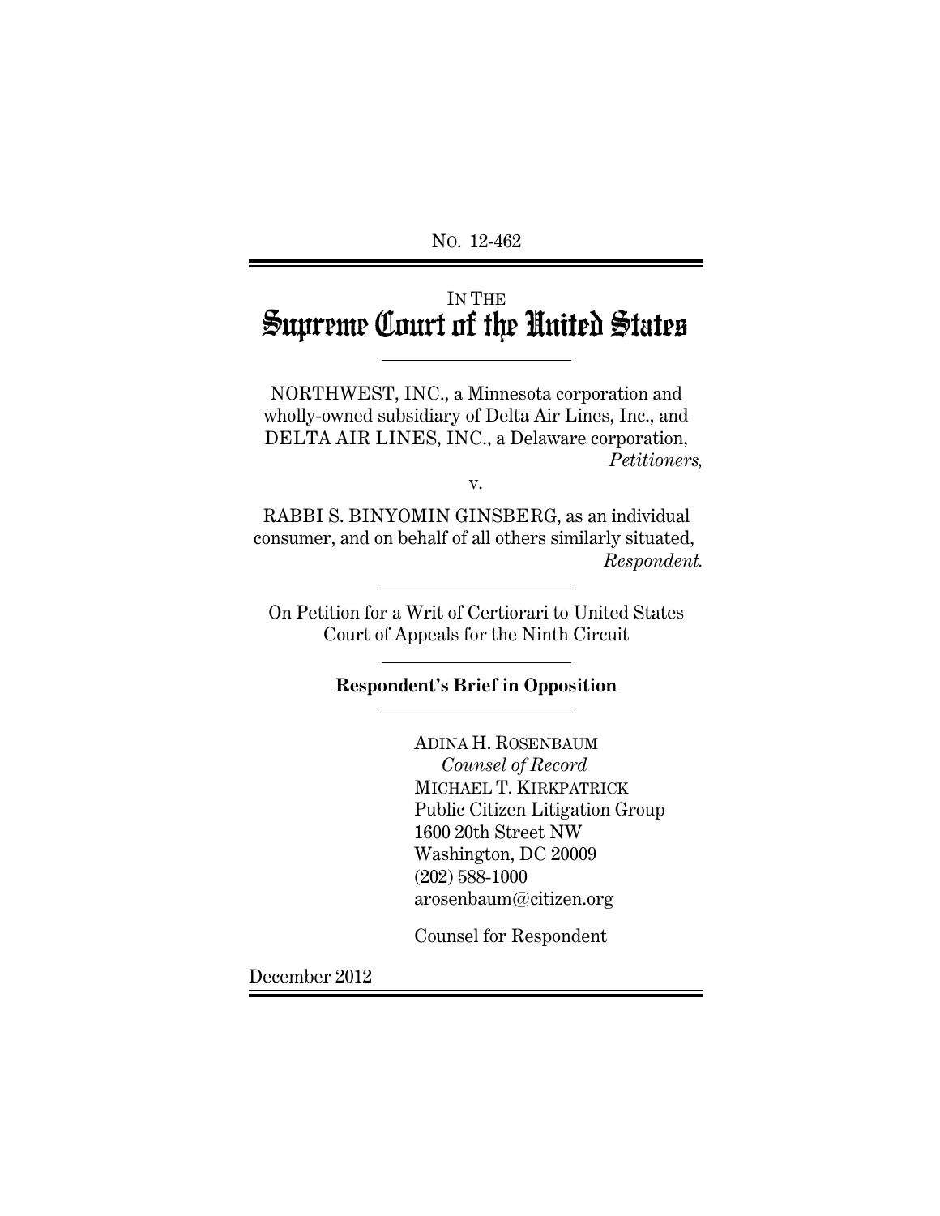No. 12-462

# In The
# Supreme Court of the United States

NORTHWEST, INC., a Minnesota corporation and wholly-owned subsidiary of Delta Air Lines, Inc., and DELTA AIR LINES, INC., a Delaware corporation,
*Petitioners,*

v.

RABBI S. BINYOMIN GINSBERG, as an individual consumer, and on behalf of all others similarly situated,
*Respondent.*

On Petition for a Writ of Certiorari to United States Court of Appeals for the Ninth Circuit

**Respondent's Brief in Opposition**

ADINA H. ROSENBAUM
*Counsel of Record*
MICHAEL T. KIRKPATRICK
Public Citizen Litigation Group
1600 20th Street NW
Washington, DC 20009
(202) 588-1000
arosenbaum@citizen.org

Counsel for Respondent

December 2012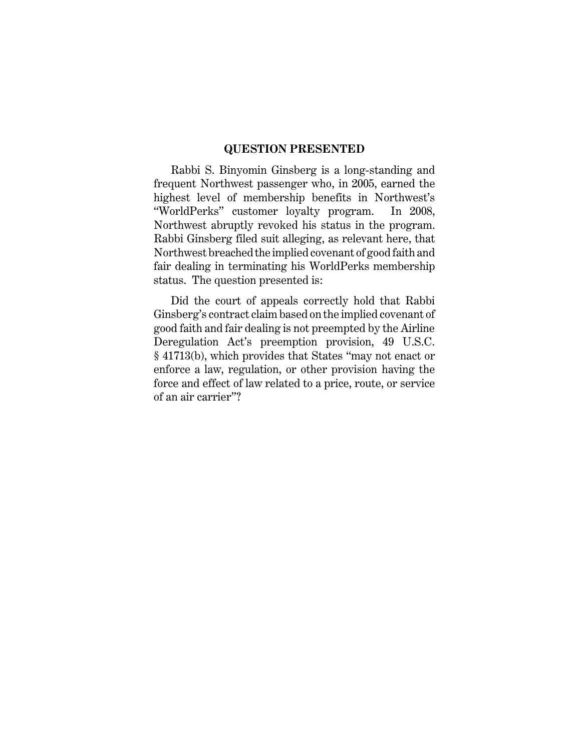## QUESTION PRESENTED

Rabbi S. Binyomin Ginsberg is a long-standing and frequent Northwest passenger who, in 2005, earned the highest level of membership benefits in Northwest's "WorldPerks" customer loyalty program. In 2008, Northwest abruptly revoked his status in the program. Rabbi Ginsberg filed suit alleging, as relevant here, that Northwest breached the implied covenant of good faith and fair dealing in terminating his WorldPerks membership status. The question presented is:

Did the court of appeals correctly hold that Rabbi Ginsberg's contract claim based on the implied covenant of good faith and fair dealing is not preempted by the Airline Deregulation Act's preemption provision, 49 U.S.C. § 41713(b), which provides that States "may not enact or enforce a law, regulation, or other provision having the force and effect of law related to a price, route, or service of an air carrier"?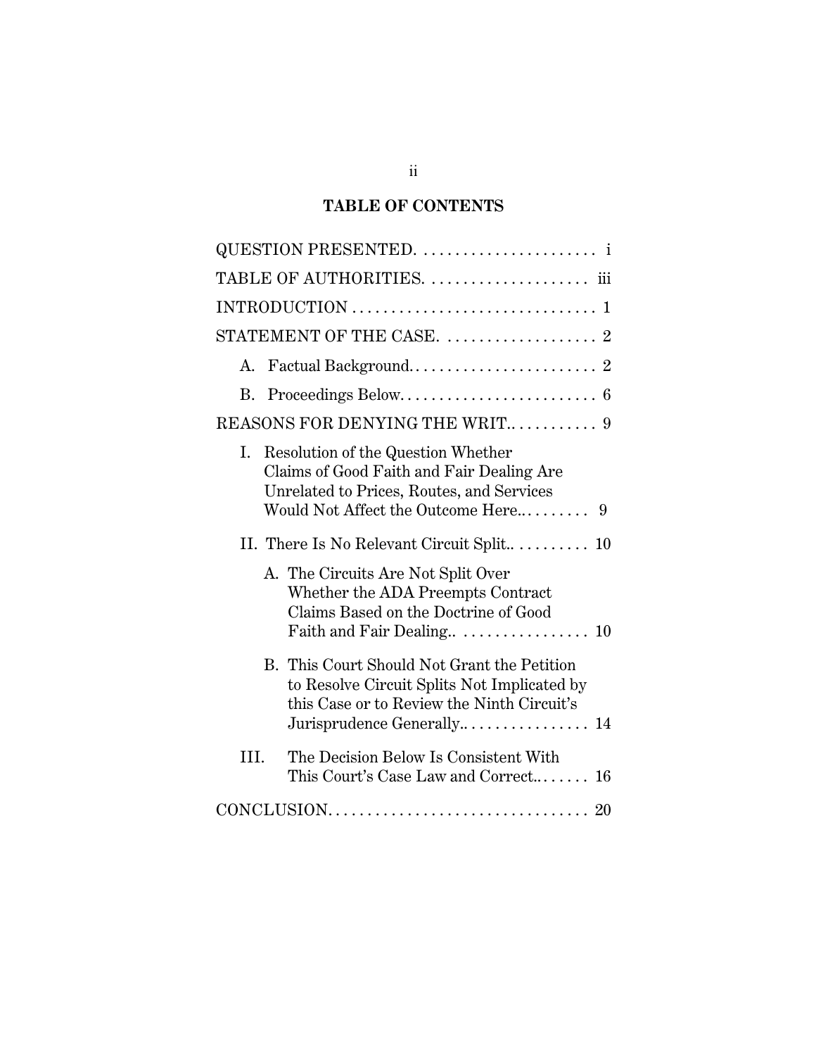## TABLE OF CONTENTS

QUESTION PRESENTED. . . . . . . . . . . . . . . . . . . . . . . i

TABLE OF AUTHORITIES. . . . . . . . . . . . . . . . . . . . iii

INTRODUCTION . . . . . . . . . . . . . . . . . . . . . . . . . . . . . 1

STATEMENT OF THE CASE. . . . . . . . . . . . . . . . . . . 2

- A. Factual Background. . . . . . . . . . . . . . . . . . . . . . . . 2
- B. Proceedings Below. . . . . . . . . . . . . . . . . . . . . . . . . 6

REASONS FOR DENYING THE WRIT. . . . . . . . . . . 9

- I. Resolution of the Question Whether Claims of Good Faith and Fair Dealing Are Unrelated to Prices, Routes, and Services Would Not Affect the Outcome Here. . . . . . . . . 9
- II. There Is No Relevant Circuit Split. . . . . . . . . . 10
  - A. The Circuits Are Not Split Over Whether the ADA Preempts Contract Claims Based on the Doctrine of Good Faith and Fair Dealing. . . . . . . . . . . . . . . . . 10
  - B. This Court Should Not Grant the Petition to Resolve Circuit Splits Not Implicated by this Case or to Review the Ninth Circuit's Jurisprudence Generally. . . . . . . . . . . . . . . . 14
- III. The Decision Below Is Consistent With This Court's Case Law and Correct. . . . . . . 16

CONCLUSION. . . . . . . . . . . . . . . . . . . . . . . . . . . . . . . . 20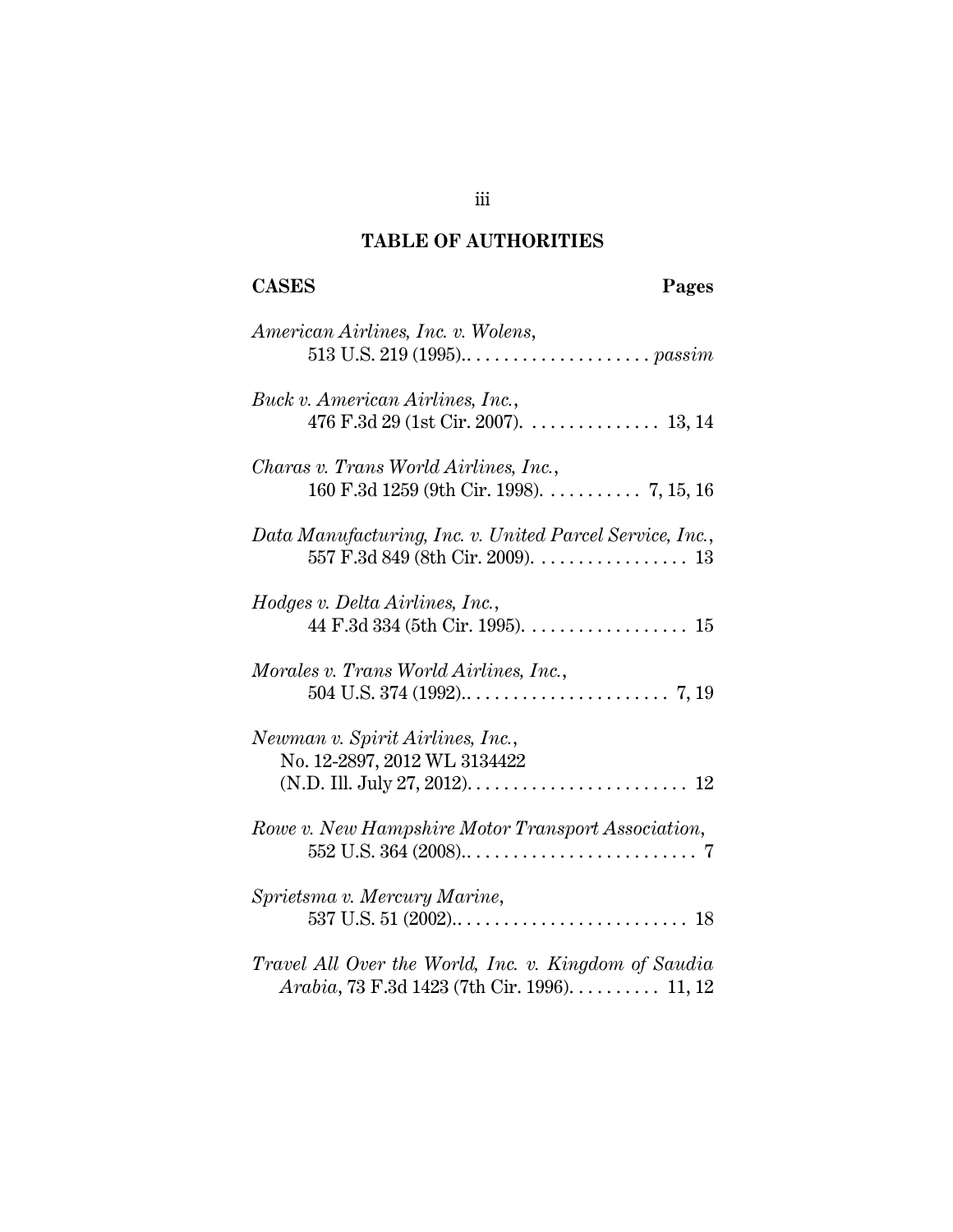## TABLE OF AUTHORITIES

**CASES** **Pages**

*American Airlines, Inc. v. Wolens*, 513 U.S. 219 (1995).. . . . . . . . . . . . . . . . . . . . *passim*

*Buck v. American Airlines, Inc.*, 476 F.3d 29 (1st Cir. 2007). . . . . . . . . . . . . . . 13, 14

*Charas v. Trans World Airlines, Inc.*, 160 F.3d 1259 (9th Cir. 1998). . . . . . . . . . . 7, 15, 16

*Data Manufacturing, Inc. v. United Parcel Service, Inc.*, 557 F.3d 849 (8th Cir. 2009). . . . . . . . . . . . . . . . . 13

*Hodges v. Delta Airlines, Inc.*, 44 F.3d 334 (5th Cir. 1995). . . . . . . . . . . . . . . . . . 15

*Morales v. Trans World Airlines, Inc.*, 504 U.S. 374 (1992).. . . . . . . . . . . . . . . . . . . . . . 7, 19

*Newman v. Spirit Airlines, Inc.*, No. 12-2897, 2012 WL 3134422 (N.D. Ill. July 27, 2012). . . . . . . . . . . . . . . . . . . . . . . . 12

*Rowe v. New Hampshire Motor Transport Association*, 552 U.S. 364 (2008).. . . . . . . . . . . . . . . . . . . . . . . . . 7

*Sprietsma v. Mercury Marine*, 537 U.S. 51 (2002).. . . . . . . . . . . . . . . . . . . . . . . . . 18

*Travel All Over the World, Inc. v. Kingdom of Saudia Arabia*, 73 F.3d 1423 (7th Cir. 1996). . . . . . . . . . 11, 12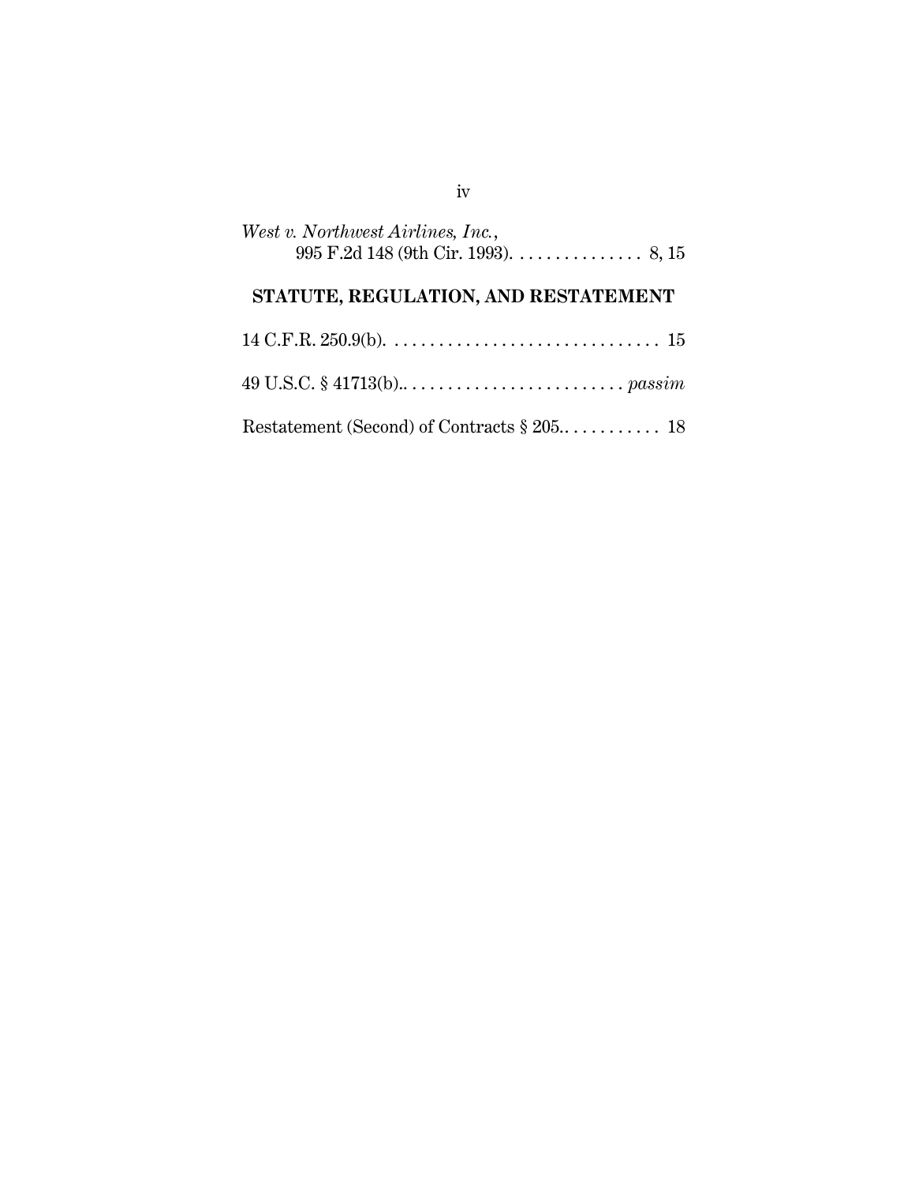*West v. Northwest Airlines, Inc.*,
995 F.2d 148 (9th Cir. 1993). . . . . . . . . . . . . . . 8, 15

## STATUTE, REGULATION, AND RESTATEMENT

14 C.F.R. 250.9(b). . . . . . . . . . . . . . . . . . . . . . . . . . . . . . . 15

49 U.S.C. § 41713(b).. . . . . . . . . . . . . . . . . . . . . . . . . *passim*

Restatement (Second) of Contracts § 205.. . . . . . . . . . . 18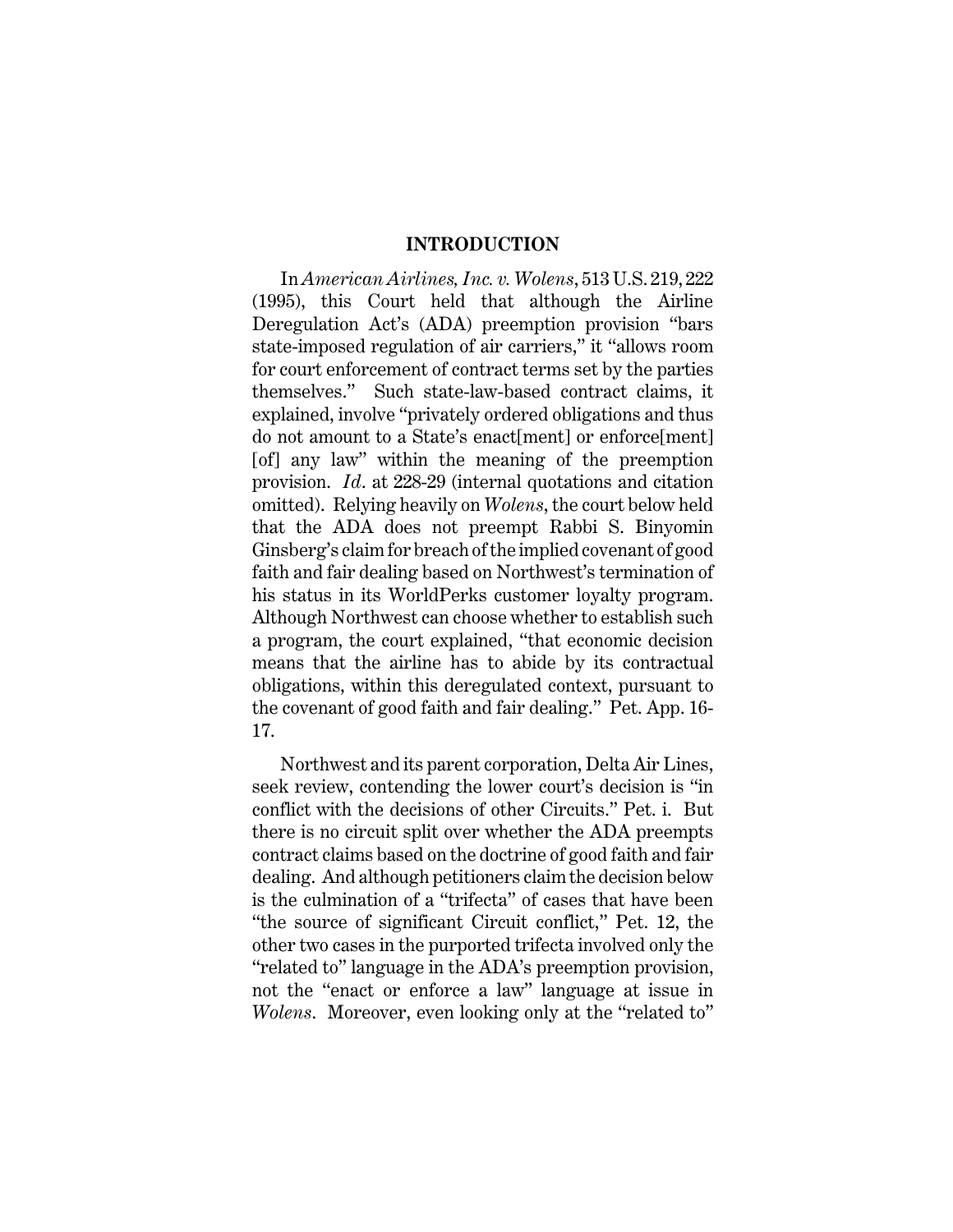## INTRODUCTION

In *American Airlines, Inc. v. Wolens*, 513 U.S. 219, 222 (1995), this Court held that although the Airline Deregulation Act's (ADA) preemption provision "bars state-imposed regulation of air carriers," it "allows room for court enforcement of contract terms set by the parties themselves." Such state-law-based contract claims, it explained, involve "privately ordered obligations and thus do not amount to a State's enact[ment] or enforce[ment] [of] any law" within the meaning of the preemption provision. *Id*. at 228-29 (internal quotations and citation omitted). Relying heavily on *Wolens*, the court below held that the ADA does not preempt Rabbi S. Binyomin Ginsberg's claim for breach of the implied covenant of good faith and fair dealing based on Northwest's termination of his status in its WorldPerks customer loyalty program. Although Northwest can choose whether to establish such a program, the court explained, "that economic decision means that the airline has to abide by its contractual obligations, within this deregulated context, pursuant to the covenant of good faith and fair dealing." Pet. App. 16-17.

Northwest and its parent corporation, Delta Air Lines, seek review, contending the lower court's decision is "in conflict with the decisions of other Circuits." Pet. i. But there is no circuit split over whether the ADA preempts contract claims based on the doctrine of good faith and fair dealing. And although petitioners claim the decision below is the culmination of a "trifecta" of cases that have been "the source of significant Circuit conflict," Pet. 12, the other two cases in the purported trifecta involved only the "related to" language in the ADA's preemption provision, not the "enact or enforce a law" language at issue in *Wolens*. Moreover, even looking only at the "related to"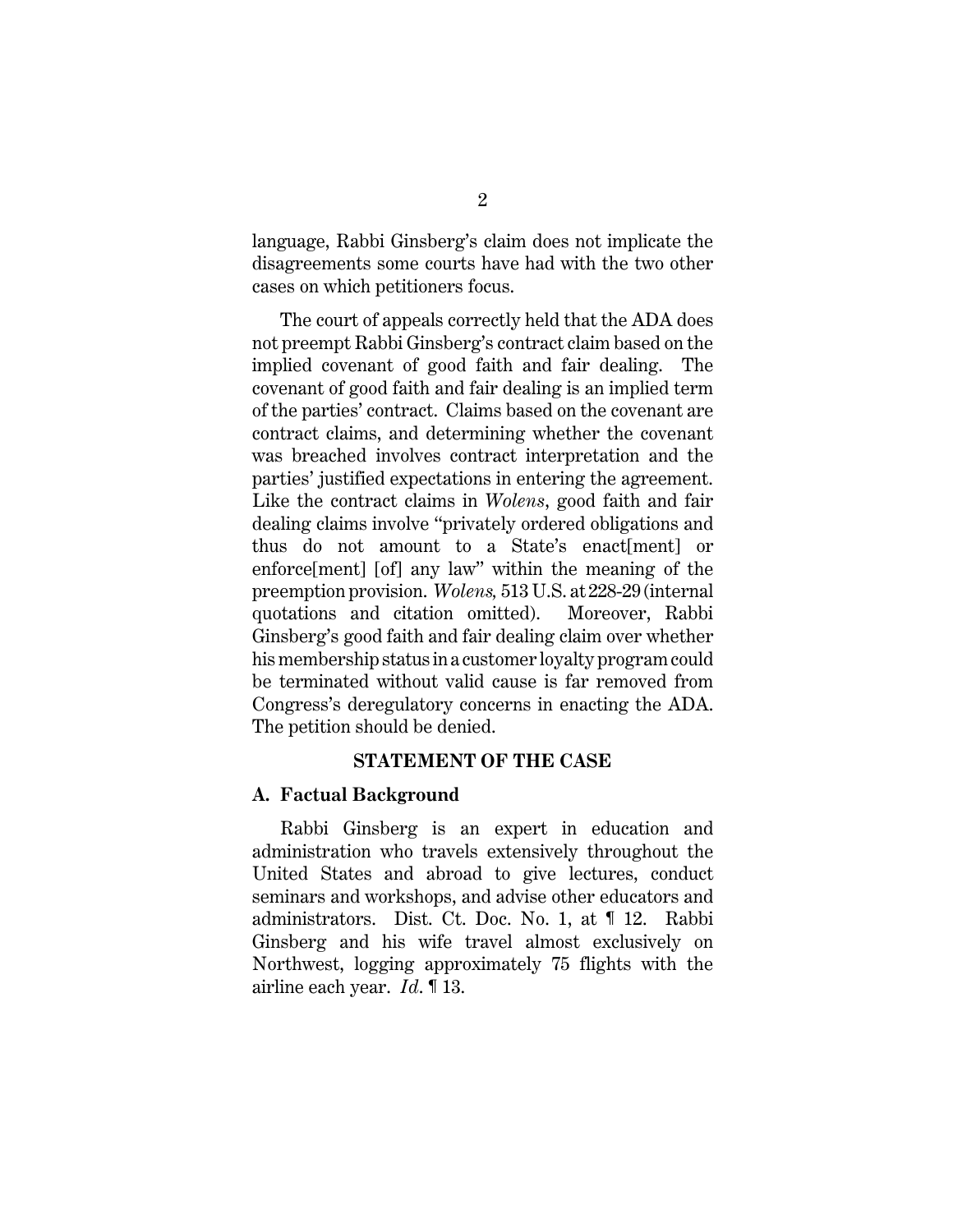language, Rabbi Ginsberg's claim does not implicate the disagreements some courts have had with the two other cases on which petitioners focus.

The court of appeals correctly held that the ADA does not preempt Rabbi Ginsberg's contract claim based on the implied covenant of good faith and fair dealing. The covenant of good faith and fair dealing is an implied term of the parties' contract. Claims based on the covenant are contract claims, and determining whether the covenant was breached involves contract interpretation and the parties' justified expectations in entering the agreement. Like the contract claims in *Wolens*, good faith and fair dealing claims involve "privately ordered obligations and thus do not amount to a State's enact[ment] or enforce[ment] [of] any law" within the meaning of the preemption provision. *Wolens,* 513 U.S. at 228-29 (internal quotations and citation omitted). Moreover, Rabbi Ginsberg's good faith and fair dealing claim over whether his membership status in a customer loyalty program could be terminated without valid cause is far removed from Congress's deregulatory concerns in enacting the ADA. The petition should be denied.

## STATEMENT OF THE CASE

### A. Factual Background

Rabbi Ginsberg is an expert in education and administration who travels extensively throughout the United States and abroad to give lectures, conduct seminars and workshops, and advise other educators and administrators. Dist. Ct. Doc. No. 1, at ¶ 12. Rabbi Ginsberg and his wife travel almost exclusively on Northwest, logging approximately 75 flights with the airline each year. *Id*. ¶ 13.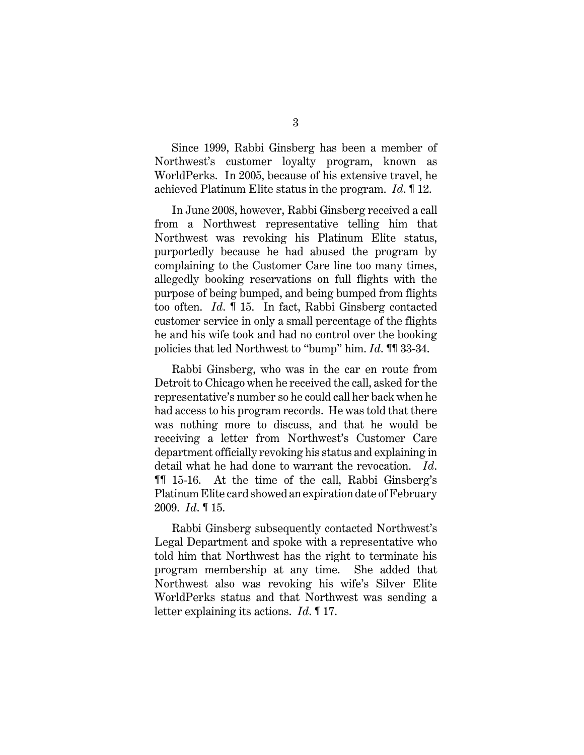Since 1999, Rabbi Ginsberg has been a member of Northwest's customer loyalty program, known as WorldPerks. In 2005, because of his extensive travel, he achieved Platinum Elite status in the program. *Id.* ¶ 12.

In June 2008, however, Rabbi Ginsberg received a call from a Northwest representative telling him that Northwest was revoking his Platinum Elite status, purportedly because he had abused the program by complaining to the Customer Care line too many times, allegedly booking reservations on full flights with the purpose of being bumped, and being bumped from flights too often. *Id.* ¶ 15. In fact, Rabbi Ginsberg contacted customer service in only a small percentage of the flights he and his wife took and had no control over the booking policies that led Northwest to "bump" him. *Id.* ¶¶ 33-34.

Rabbi Ginsberg, who was in the car en route from Detroit to Chicago when he received the call, asked for the representative's number so he could call her back when he had access to his program records. He was told that there was nothing more to discuss, and that he would be receiving a letter from Northwest's Customer Care department officially revoking his status and explaining in detail what he had done to warrant the revocation. *Id.* ¶¶ 15-16. At the time of the call, Rabbi Ginsberg's Platinum Elite card showed an expiration date of February 2009. *Id.* ¶ 15.

Rabbi Ginsberg subsequently contacted Northwest's Legal Department and spoke with a representative who told him that Northwest has the right to terminate his program membership at any time. She added that Northwest also was revoking his wife's Silver Elite WorldPerks status and that Northwest was sending a letter explaining its actions. *Id.* ¶ 17.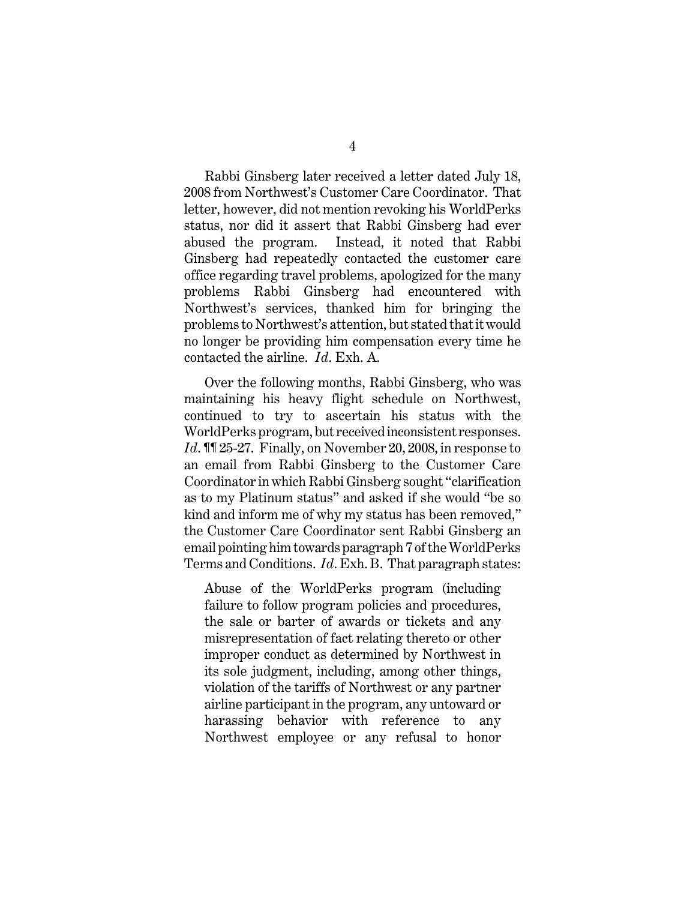Rabbi Ginsberg later received a letter dated July 18, 2008 from Northwest's Customer Care Coordinator. That letter, however, did not mention revoking his WorldPerks status, nor did it assert that Rabbi Ginsberg had ever abused the program. Instead, it noted that Rabbi Ginsberg had repeatedly contacted the customer care office regarding travel problems, apologized for the many problems Rabbi Ginsberg had encountered with Northwest's services, thanked him for bringing the problems to Northwest's attention, but stated that it would no longer be providing him compensation every time he contacted the airline. *Id.* Exh. A.

Over the following months, Rabbi Ginsberg, who was maintaining his heavy flight schedule on Northwest, continued to try to ascertain his status with the WorldPerks program, but received inconsistent responses. *Id.* ¶¶ 25-27. Finally, on November 20, 2008, in response to an email from Rabbi Ginsberg to the Customer Care Coordinator in which Rabbi Ginsberg sought "clarification as to my Platinum status" and asked if she would "be so kind and inform me of why my status has been removed," the Customer Care Coordinator sent Rabbi Ginsberg an email pointing him towards paragraph 7 of the WorldPerks Terms and Conditions. *Id.* Exh. B. That paragraph states:

> Abuse of the WorldPerks program (including failure to follow program policies and procedures, the sale or barter of awards or tickets and any misrepresentation of fact relating thereto or other improper conduct as determined by Northwest in its sole judgment, including, among other things, violation of the tariffs of Northwest or any partner airline participant in the program, any untoward or harassing behavior with reference to any Northwest employee or any refusal to honor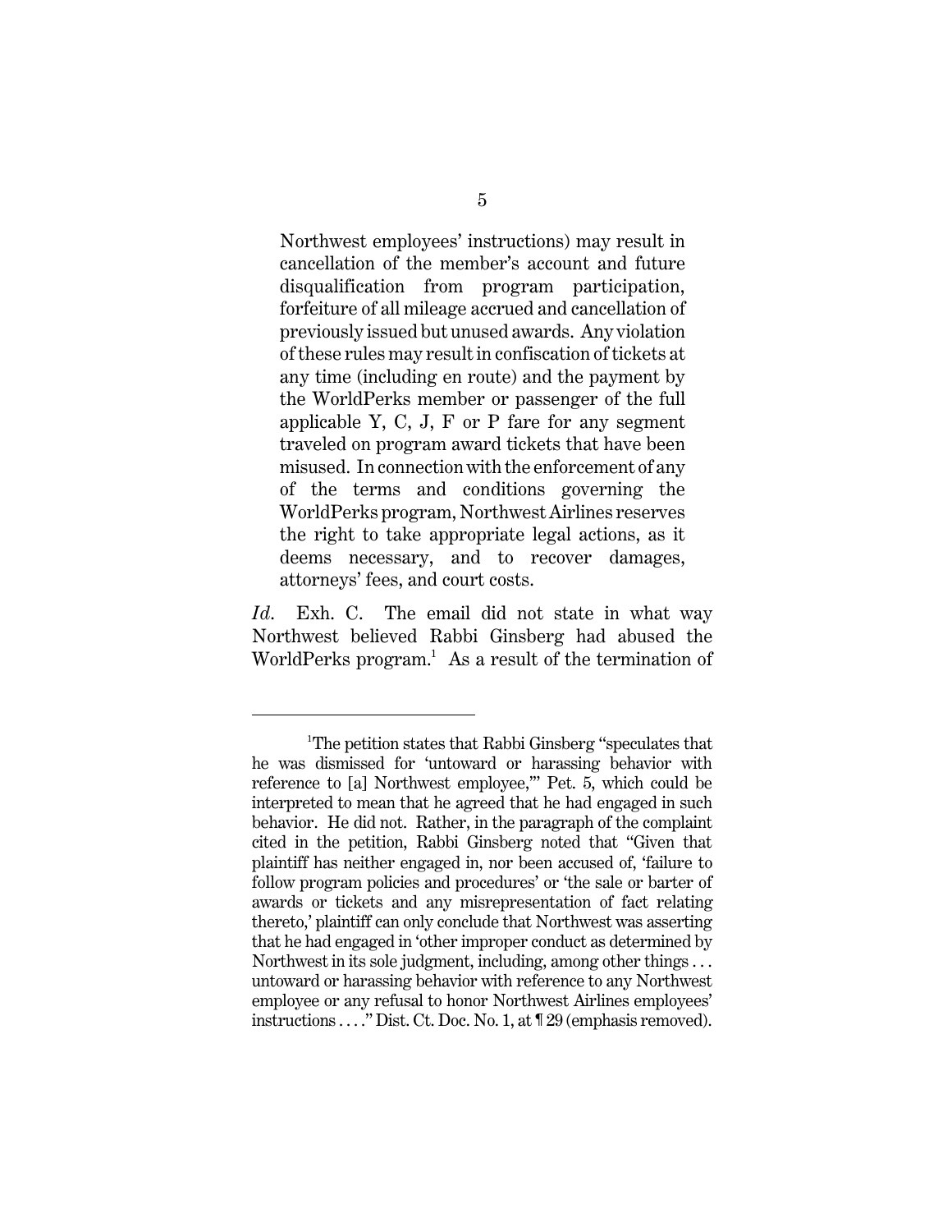> Northwest employees' instructions) may result in cancellation of the member's account and future disqualification from program participation, forfeiture of all mileage accrued and cancellation of previously issued but unused awards. Any violation of these rules may result in confiscation of tickets at any time (including en route) and the payment by the WorldPerks member or passenger of the full applicable Y, C, J, F or P fare for any segment traveled on program award tickets that have been misused. In connection with the enforcement of any of the terms and conditions governing the WorldPerks program, Northwest Airlines reserves the right to take appropriate legal actions, as it deems necessary, and to recover damages, attorneys' fees, and court costs.

*Id.* Exh. C. The email did not state in what way Northwest believed Rabbi Ginsberg had abused the WorldPerks program.[1] As a result of the termination of

---

[1]The petition states that Rabbi Ginsberg "speculates that he was dismissed for 'untoward or harassing behavior with reference to [a] Northwest employee,'" Pet. 5, which could be interpreted to mean that he agreed that he had engaged in such behavior. He did not. Rather, in the paragraph of the complaint cited in the petition, Rabbi Ginsberg noted that "Given that plaintiff has neither engaged in, nor been accused of, 'failure to follow program policies and procedures' or 'the sale or barter of awards or tickets and any misrepresentation of fact relating thereto,' plaintiff can only conclude that Northwest was asserting that he had engaged in 'other improper conduct as determined by Northwest in its sole judgment, including, among other things . . . untoward or harassing behavior with reference to any Northwest employee or any refusal to honor Northwest Airlines employees' instructions . . . .'" Dist. Ct. Doc. No. 1, at ¶ 29 (emphasis removed).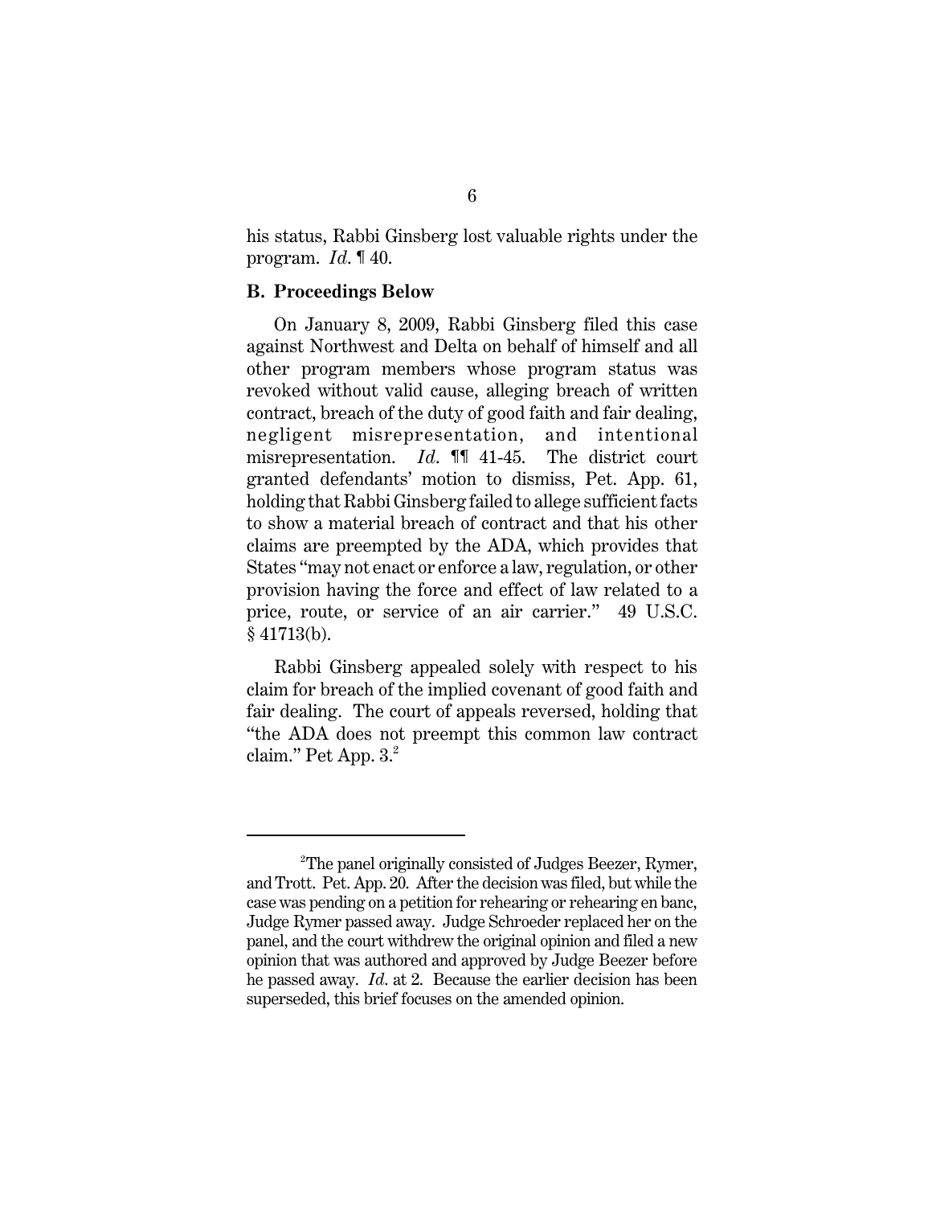his status, Rabbi Ginsberg lost valuable rights under the program. *Id.* ¶ 40.

### B. Proceedings Below

On January 8, 2009, Rabbi Ginsberg filed this case against Northwest and Delta on behalf of himself and all other program members whose program status was revoked without valid cause, alleging breach of written contract, breach of the duty of good faith and fair dealing, negligent misrepresentation, and intentional misrepresentation. *Id.* ¶¶ 41-45. The district court granted defendants' motion to dismiss, Pet. App. 61, holding that Rabbi Ginsberg failed to allege sufficient facts to show a material breach of contract and that his other claims are preempted by the ADA, which provides that States "may not enact or enforce a law, regulation, or other provision having the force and effect of law related to a price, route, or service of an air carrier." 49 U.S.C. § 41713(b).

Rabbi Ginsberg appealed solely with respect to his claim for breach of the implied covenant of good faith and fair dealing. The court of appeals reversed, holding that "the ADA does not preempt this common law contract claim." Pet App. 3.[2]

---

[2]The panel originally consisted of Judges Beezer, Rymer, and Trott. Pet. App. 20. After the decision was filed, but while the case was pending on a petition for rehearing or rehearing en banc, Judge Rymer passed away. Judge Schroeder replaced her on the panel, and the court withdrew the original opinion and filed a new opinion that was authored and approved by Judge Beezer before he passed away. *Id.* at 2. Because the earlier decision has been superseded, this brief focuses on the amended opinion.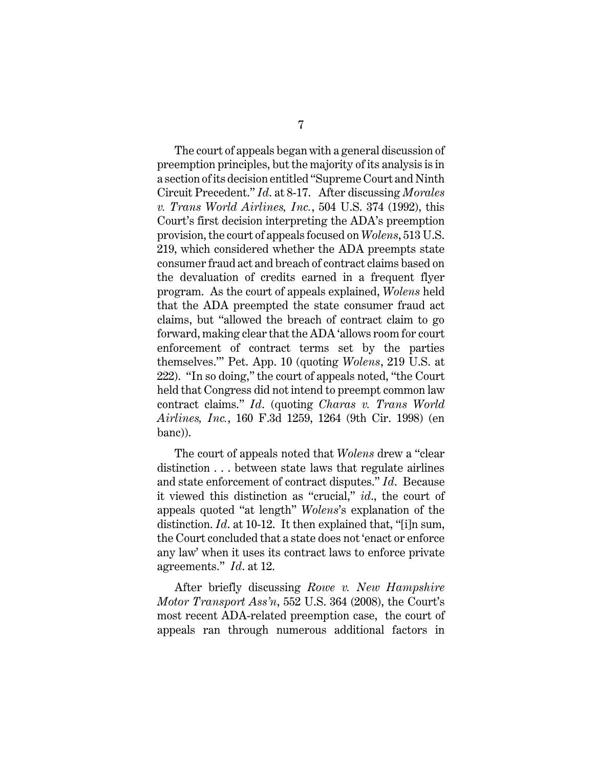The court of appeals began with a general discussion of preemption principles, but the majority of its analysis is in a section of its decision entitled "Supreme Court and Ninth Circuit Precedent." *Id*. at 8-17. After discussing *Morales v. Trans World Airlines, Inc.*, 504 U.S. 374 (1992), this Court's first decision interpreting the ADA's preemption provision, the court of appeals focused on *Wolens*, 513 U.S. 219, which considered whether the ADA preempts state consumer fraud act and breach of contract claims based on the devaluation of credits earned in a frequent flyer program. As the court of appeals explained, *Wolens* held that the ADA preempted the state consumer fraud act claims, but "allowed the breach of contract claim to go forward, making clear that the ADA 'allows room for court enforcement of contract terms set by the parties themselves.'" Pet. App. 10 (quoting *Wolens*, 219 U.S. at 222). "In so doing," the court of appeals noted, "the Court held that Congress did not intend to preempt common law contract claims." *Id*. (quoting *Charas v. Trans World Airlines, Inc.*, 160 F.3d 1259, 1264 (9th Cir. 1998) (en banc)).

The court of appeals noted that *Wolens* drew a "clear distinction . . . between state laws that regulate airlines and state enforcement of contract disputes." *Id*. Because it viewed this distinction as "crucial," *id*., the court of appeals quoted "at length" *Wolens*'s explanation of the distinction. *Id*. at 10-12. It then explained that, "[i]n sum, the Court concluded that a state does not 'enact or enforce any law' when it uses its contract laws to enforce private agreements." *Id*. at 12.

After briefly discussing *Rowe v. New Hampshire Motor Transport Ass'n*, 552 U.S. 364 (2008), the Court's most recent ADA-related preemption case, the court of appeals ran through numerous additional factors in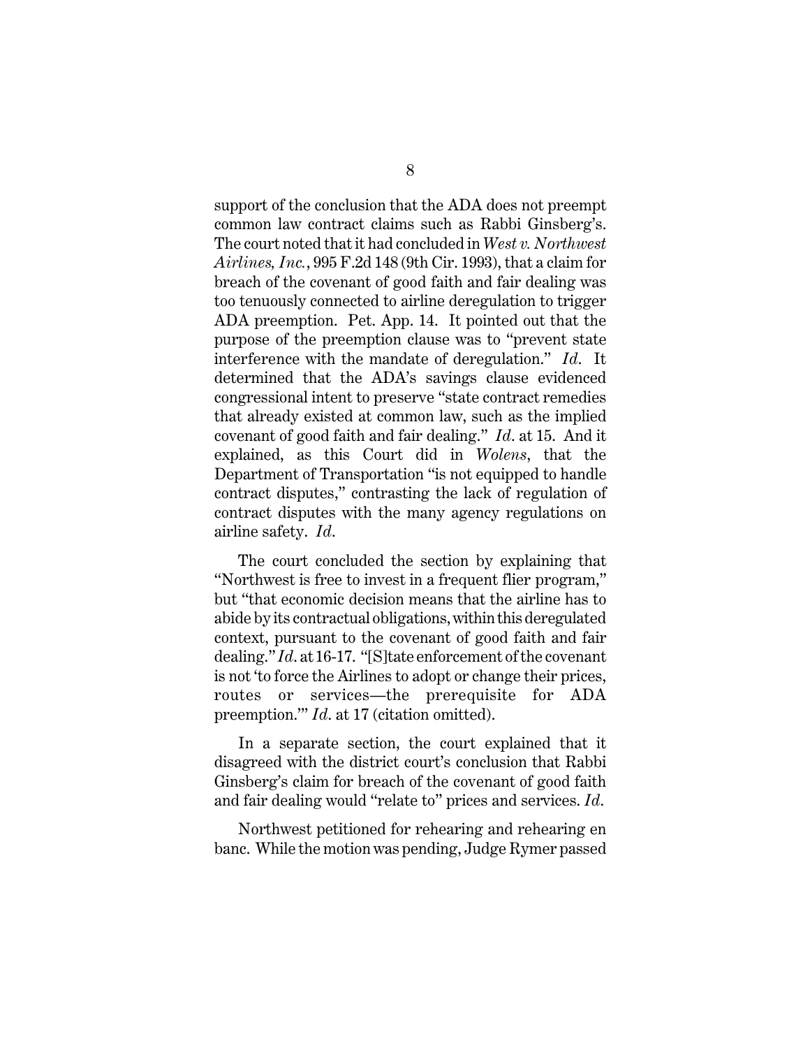support of the conclusion that the ADA does not preempt common law contract claims such as Rabbi Ginsberg's. The court noted that it had concluded in *West v. Northwest Airlines, Inc.*, 995 F.2d 148 (9th Cir. 1993), that a claim for breach of the covenant of good faith and fair dealing was too tenuously connected to airline deregulation to trigger ADA preemption. Pet. App. 14. It pointed out that the purpose of the preemption clause was to "prevent state interference with the mandate of deregulation." *Id.* It determined that the ADA's savings clause evidenced congressional intent to preserve "state contract remedies that already existed at common law, such as the implied covenant of good faith and fair dealing." *Id.* at 15. And it explained, as this Court did in *Wolens*, that the Department of Transportation "is not equipped to handle contract disputes," contrasting the lack of regulation of contract disputes with the many agency regulations on airline safety. *Id.*

The court concluded the section by explaining that "Northwest is free to invest in a frequent flier program," but "that economic decision means that the airline has to abide by its contractual obligations, within this deregulated context, pursuant to the covenant of good faith and fair dealing." *Id.* at 16-17. "[S]tate enforcement of the covenant is not 'to force the Airlines to adopt or change their prices, routes or services—the prerequisite for ADA preemption.'" *Id.* at 17 (citation omitted).

In a separate section, the court explained that it disagreed with the district court's conclusion that Rabbi Ginsberg's claim for breach of the covenant of good faith and fair dealing would "relate to" prices and services. *Id.*

Northwest petitioned for rehearing and rehearing en banc. While the motion was pending, Judge Rymer passed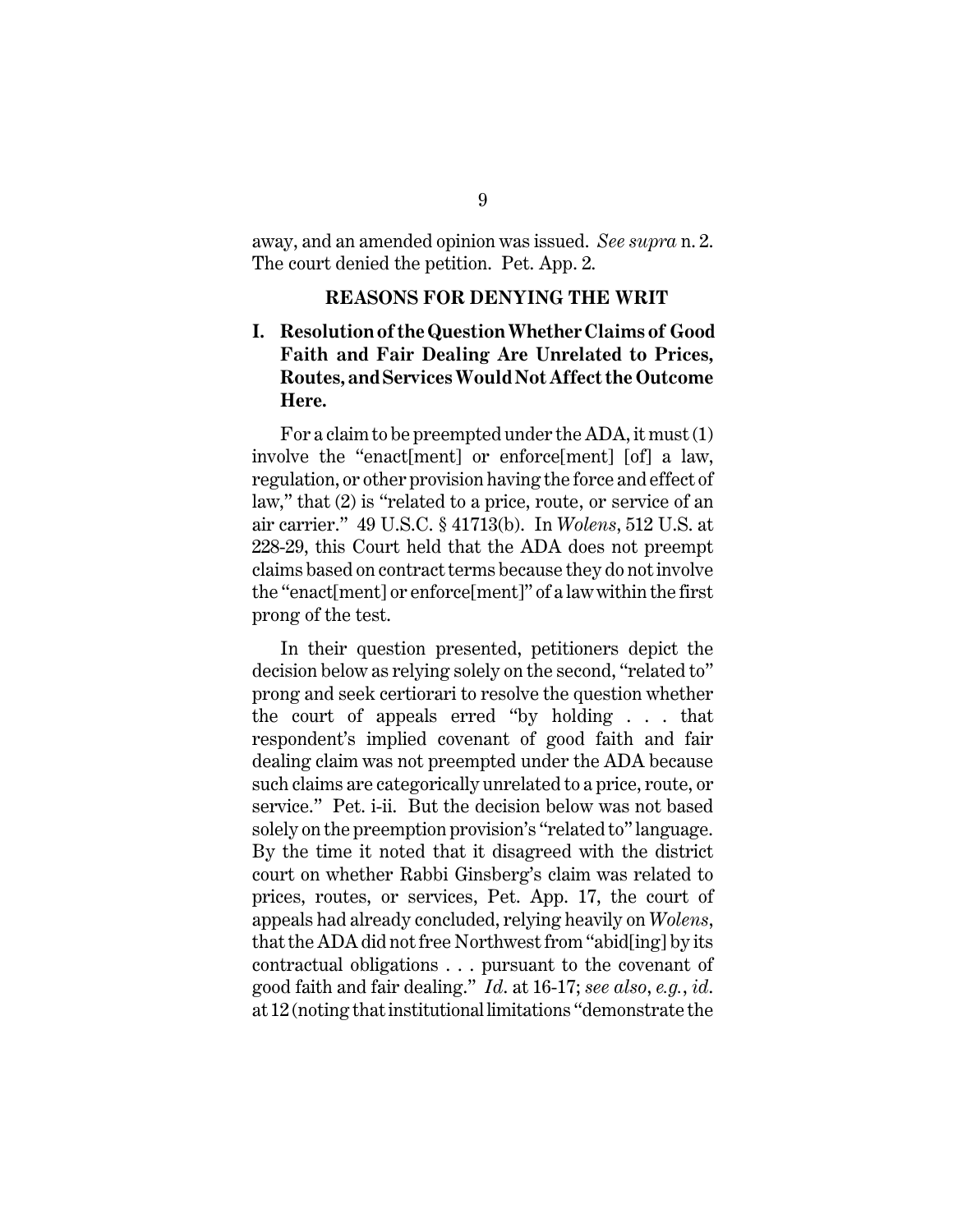away, and an amended opinion was issued. *See supra* n. 2. The court denied the petition. Pet. App. 2.

## REASONS FOR DENYING THE WRIT

### I. Resolution of the Question Whether Claims of Good Faith and Fair Dealing Are Unrelated to Prices, Routes, and Services Would Not Affect the Outcome Here.

For a claim to be preempted under the ADA, it must (1) involve the "enact[ment] or enforce[ment] [of] a law, regulation, or other provision having the force and effect of law," that (2) is "related to a price, route, or service of an air carrier." 49 U.S.C. § 41713(b). In *Wolens*, 512 U.S. at 228-29, this Court held that the ADA does not preempt claims based on contract terms because they do not involve the "enact[ment] or enforce[ment]" of a law within the first prong of the test.

In their question presented, petitioners depict the decision below as relying solely on the second, "related to" prong and seek certiorari to resolve the question whether the court of appeals erred "by holding . . . that respondent's implied covenant of good faith and fair dealing claim was not preempted under the ADA because such claims are categorically unrelated to a price, route, or service." Pet. i-ii. But the decision below was not based solely on the preemption provision's "related to" language. By the time it noted that it disagreed with the district court on whether Rabbi Ginsberg's claim was related to prices, routes, or services, Pet. App. 17, the court of appeals had already concluded, relying heavily on *Wolens*, that the ADA did not free Northwest from "abid[ing] by its contractual obligations . . . pursuant to the covenant of good faith and fair dealing." *Id*. at 16-17; *see also*, *e.g.*, *id*. at 12 (noting that institutional limitations "demonstrate the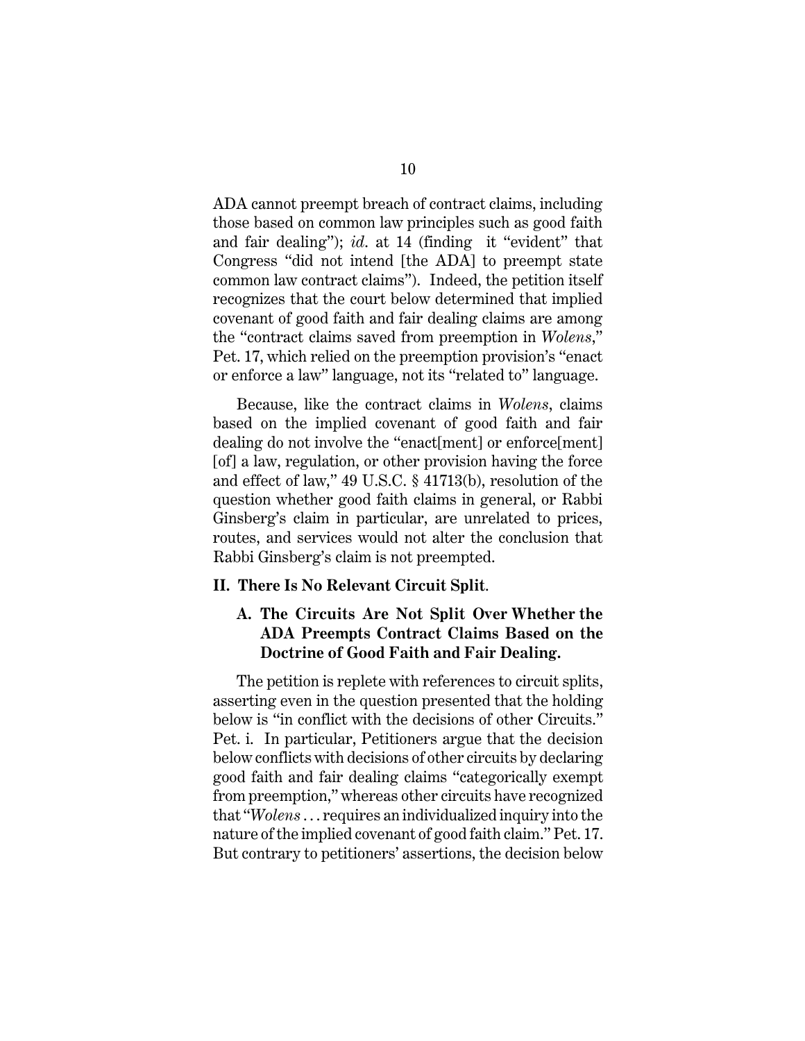ADA cannot preempt breach of contract claims, including those based on common law principles such as good faith and fair dealing"); *id*. at 14 (finding it "evident" that Congress "did not intend [the ADA] to preempt state common law contract claims"). Indeed, the petition itself recognizes that the court below determined that implied covenant of good faith and fair dealing claims are among the "contract claims saved from preemption in *Wolens*," Pet. 17, which relied on the preemption provision's "enact or enforce a law" language, not its "related to" language.

Because, like the contract claims in *Wolens*, claims based on the implied covenant of good faith and fair dealing do not involve the "enact[ment] or enforce[ment] [of] a law, regulation, or other provision having the force and effect of law," 49 U.S.C. § 41713(b), resolution of the question whether good faith claims in general, or Rabbi Ginsberg's claim in particular, are unrelated to prices, routes, and services would not alter the conclusion that Rabbi Ginsberg's claim is not preempted.

## II. There Is No Relevant Circuit Split.

### A. The Circuits Are Not Split Over Whether the ADA Preempts Contract Claims Based on the Doctrine of Good Faith and Fair Dealing.

The petition is replete with references to circuit splits, asserting even in the question presented that the holding below is "in conflict with the decisions of other Circuits." Pet. i. In particular, Petitioners argue that the decision below conflicts with decisions of other circuits by declaring good faith and fair dealing claims "categorically exempt from preemption," whereas other circuits have recognized that "*Wolens* . . . requires an individualized inquiry into the nature of the implied covenant of good faith claim." Pet. 17. But contrary to petitioners' assertions, the decision below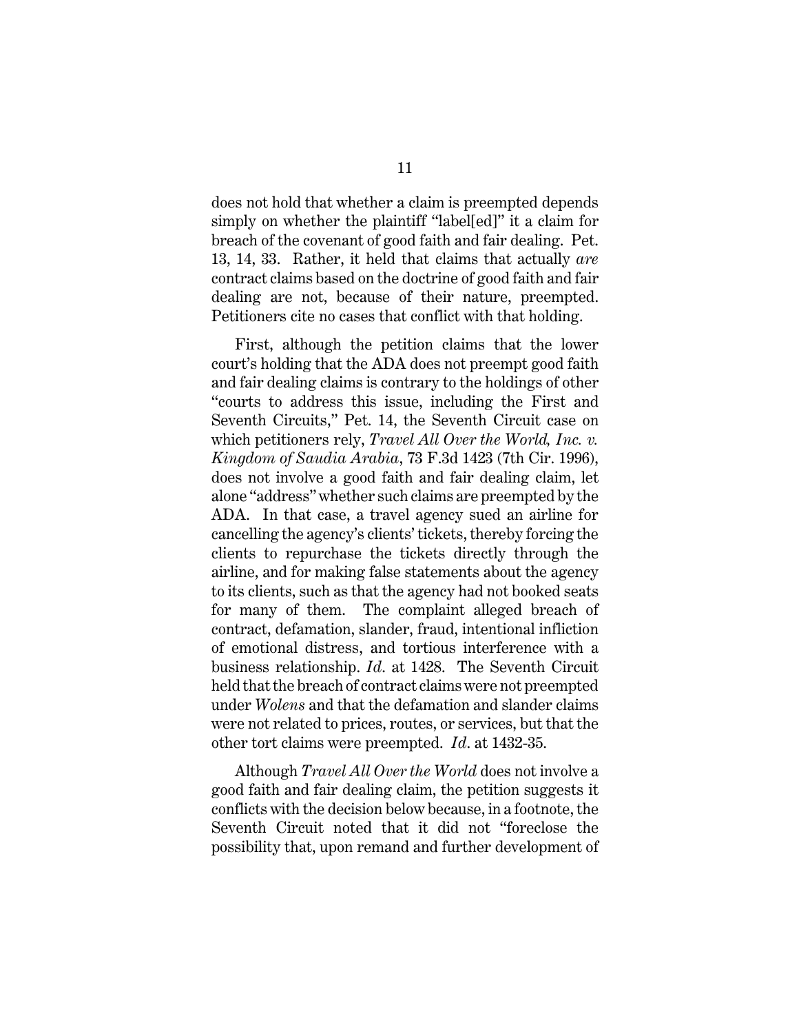does not hold that whether a claim is preempted depends simply on whether the plaintiff "label[ed]" it a claim for breach of the covenant of good faith and fair dealing. Pet. 13, 14, 33. Rather, it held that claims that actually *are* contract claims based on the doctrine of good faith and fair dealing are not, because of their nature, preempted. Petitioners cite no cases that conflict with that holding.

First, although the petition claims that the lower court's holding that the ADA does not preempt good faith and fair dealing claims is contrary to the holdings of other "courts to address this issue, including the First and Seventh Circuits," Pet. 14, the Seventh Circuit case on which petitioners rely, *Travel All Over the World, Inc. v. Kingdom of Saudia Arabia*, 73 F.3d 1423 (7th Cir. 1996), does not involve a good faith and fair dealing claim, let alone "address" whether such claims are preempted by the ADA. In that case, a travel agency sued an airline for cancelling the agency's clients' tickets, thereby forcing the clients to repurchase the tickets directly through the airline, and for making false statements about the agency to its clients, such as that the agency had not booked seats for many of them. The complaint alleged breach of contract, defamation, slander, fraud, intentional infliction of emotional distress, and tortious interference with a business relationship. *Id*. at 1428. The Seventh Circuit held that the breach of contract claims were not preempted under *Wolens* and that the defamation and slander claims were not related to prices, routes, or services, but that the other tort claims were preempted. *Id*. at 1432-35.

Although *Travel All Over the World* does not involve a good faith and fair dealing claim, the petition suggests it conflicts with the decision below because, in a footnote, the Seventh Circuit noted that it did not "foreclose the possibility that, upon remand and further development of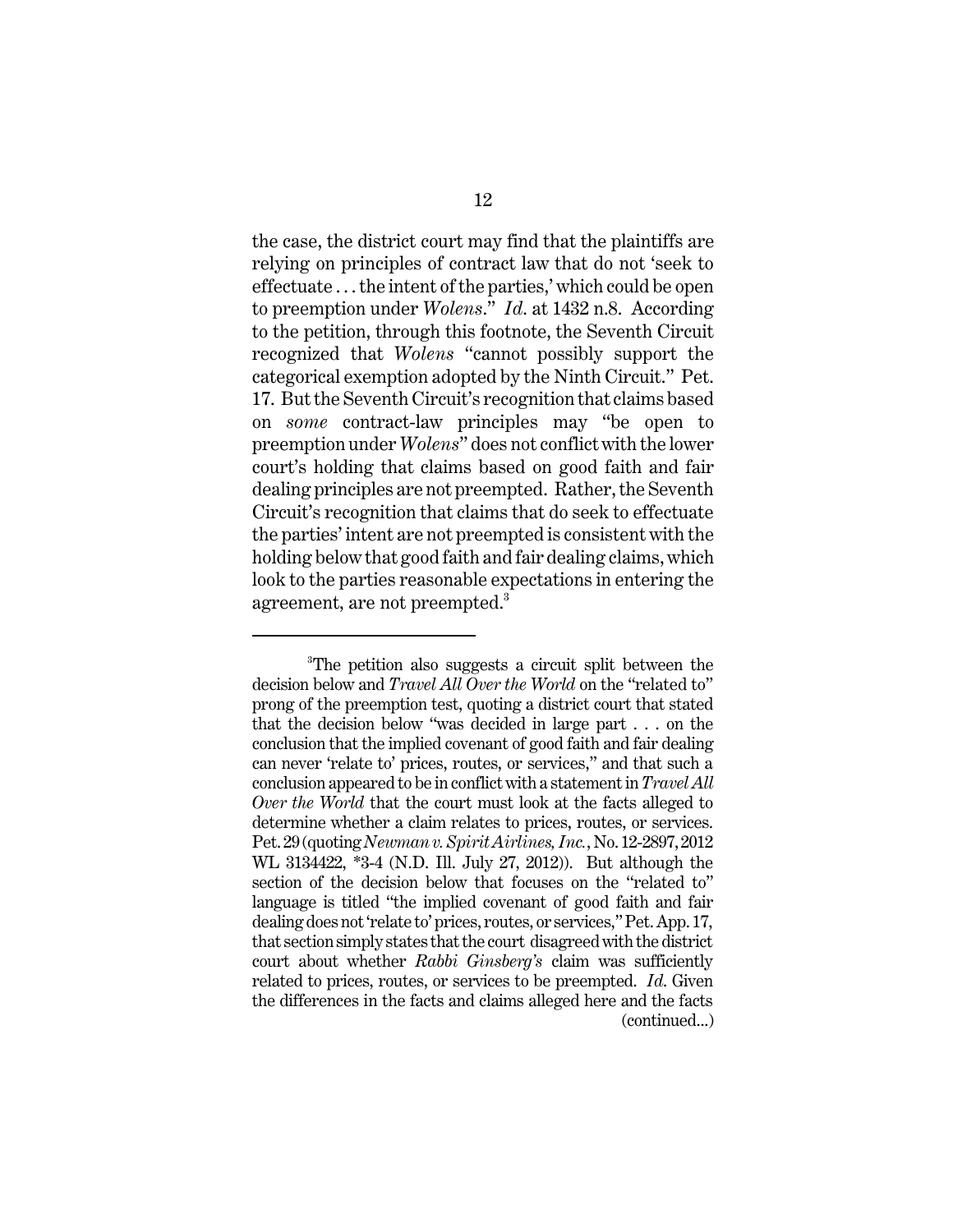the case, the district court may find that the plaintiffs are relying on principles of contract law that do not 'seek to effectuate . . . the intent of the parties,' which could be open to preemption under *Wolens*." *Id*. at 1432 n.8. According to the petition, through this footnote, the Seventh Circuit recognized that *Wolens* "cannot possibly support the categorical exemption adopted by the Ninth Circuit." Pet. 17. But the Seventh Circuit's recognition that claims based on *some* contract-law principles may "be open to preemption under *Wolens*" does not conflict with the lower court's holding that claims based on good faith and fair dealing principles are not preempted. Rather, the Seventh Circuit's recognition that claims that do seek to effectuate the parties' intent are not preempted is consistent with the holding below that good faith and fair dealing claims, which look to the parties reasonable expectations in entering the agreement, are not preempted.[3]

---

[3]The petition also suggests a circuit split between the decision below and *Travel All Over the World* on the "related to" prong of the preemption test, quoting a district court that stated that the decision below "was decided in large part . . . on the conclusion that the implied covenant of good faith and fair dealing can never 'relate to' prices, routes, or services," and that such a conclusion appeared to be in conflict with a statement in *Travel All Over the World* that the court must look at the facts alleged to determine whether a claim relates to prices, routes, or services. Pet. 29 (quoting *Newman v. Spirit Airlines, Inc.*, No. 12-2897, 2012 WL 3134422, *3-4 (N.D. Ill. July 27, 2012)). But although the section of the decision below that focuses on the "related to" language is titled "the implied covenant of good faith and fair dealing does not 'relate to' prices, routes, or services," Pet. App. 17, that section simply states that the court disagreed with the district court about whether *Rabbi Ginsberg's* claim was sufficiently related to prices, routes, or services to be preempted. *Id*. Given the differences in the facts and claims alleged here and the facts (continued...)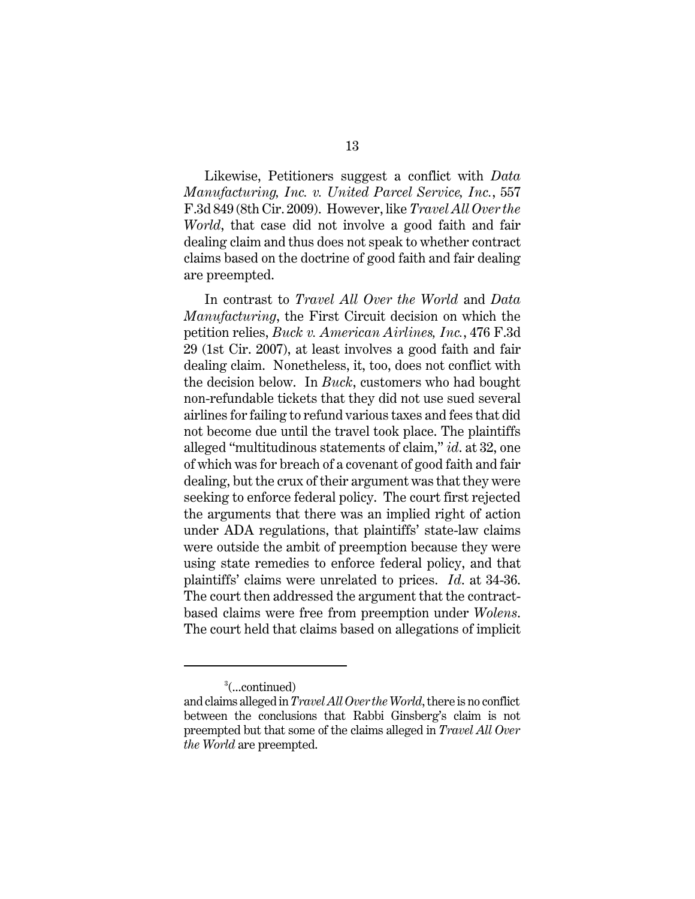Likewise, Petitioners suggest a conflict with *Data Manufacturing, Inc. v. United Parcel Service, Inc.*, 557 F.3d 849 (8th Cir. 2009). However, like *Travel All Over the World*, that case did not involve a good faith and fair dealing claim and thus does not speak to whether contract claims based on the doctrine of good faith and fair dealing are preempted.

In contrast to *Travel All Over the World* and *Data Manufacturing*, the First Circuit decision on which the petition relies, *Buck v. American Airlines, Inc.*, 476 F.3d 29 (1st Cir. 2007), at least involves a good faith and fair dealing claim. Nonetheless, it, too, does not conflict with the decision below. In *Buck*, customers who had bought non-refundable tickets that they did not use sued several airlines for failing to refund various taxes and fees that did not become due until the travel took place. The plaintiffs alleged "multitudinous statements of claim," *id*. at 32, one of which was for breach of a covenant of good faith and fair dealing, but the crux of their argument was that they were seeking to enforce federal policy. The court first rejected the arguments that there was an implied right of action under ADA regulations, that plaintiffs' state-law claims were outside the ambit of preemption because they were using state remedies to enforce federal policy, and that plaintiffs' claims were unrelated to prices. *Id*. at 34-36. The court then addressed the argument that the contract-based claims were free from preemption under *Wolens*. The court held that claims based on allegations of implicit

---

[3](...continued)
and claims alleged in *Travel All Over the World*, there is no conflict between the conclusions that Rabbi Ginsberg's claim is not preempted but that some of the claims alleged in *Travel All Over the World* are preempted.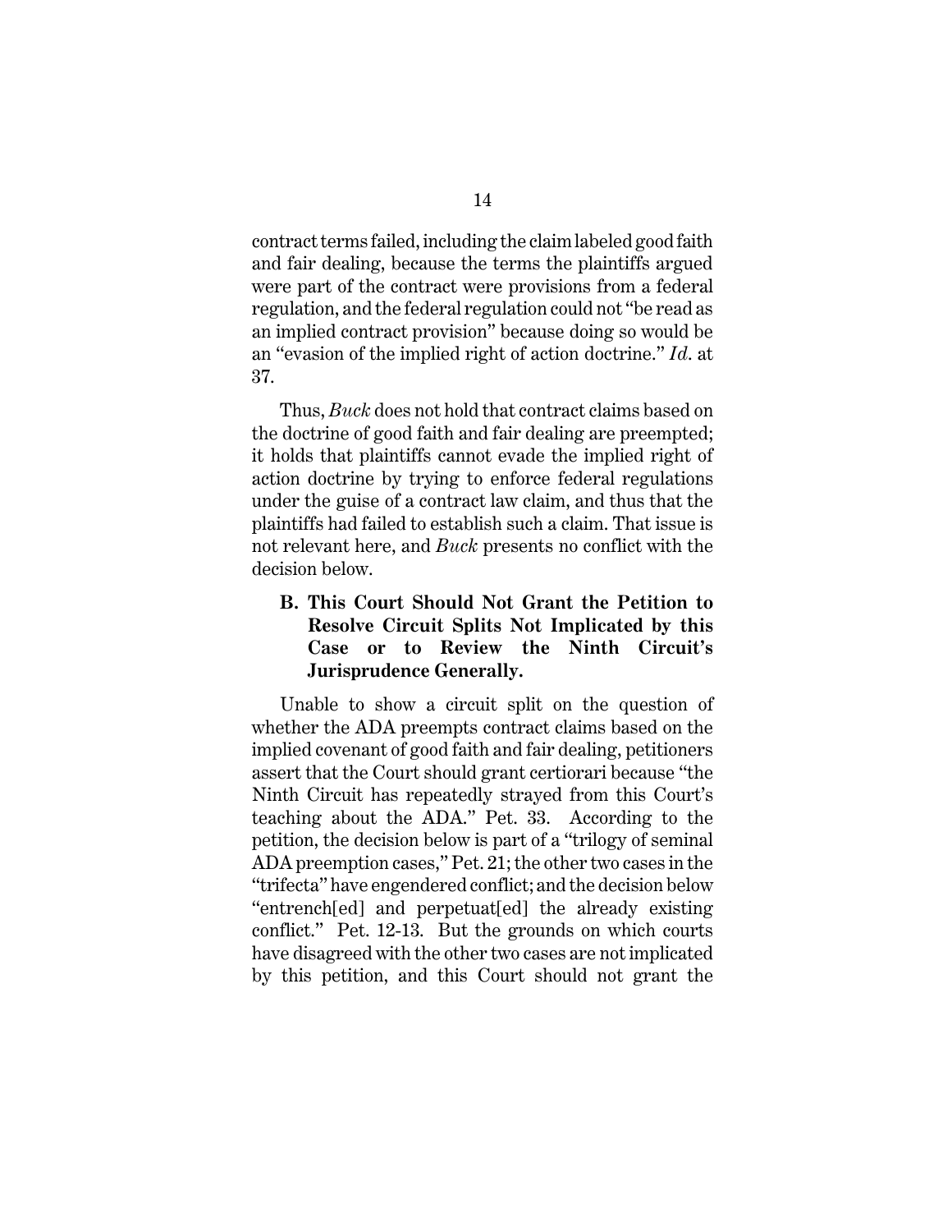contract terms failed, including the claim labeled good faith and fair dealing, because the terms the plaintiffs argued were part of the contract were provisions from a federal regulation, and the federal regulation could not "be read as an implied contract provision" because doing so would be an "evasion of the implied right of action doctrine." *Id*. at 37.

Thus, *Buck* does not hold that contract claims based on the doctrine of good faith and fair dealing are preempted; it holds that plaintiffs cannot evade the implied right of action doctrine by trying to enforce federal regulations under the guise of a contract law claim, and thus that the plaintiffs had failed to establish such a claim. That issue is not relevant here, and *Buck* presents no conflict with the decision below.

### B. This Court Should Not Grant the Petition to Resolve Circuit Splits Not Implicated by this Case or to Review the Ninth Circuit's Jurisprudence Generally.

Unable to show a circuit split on the question of whether the ADA preempts contract claims based on the implied covenant of good faith and fair dealing, petitioners assert that the Court should grant certiorari because "the Ninth Circuit has repeatedly strayed from this Court's teaching about the ADA." Pet. 33. According to the petition, the decision below is part of a "trilogy of seminal ADA preemption cases," Pet. 21; the other two cases in the "trifecta" have engendered conflict; and the decision below "entrench[ed] and perpetuat[ed] the already existing conflict." Pet. 12-13. But the grounds on which courts have disagreed with the other two cases are not implicated by this petition, and this Court should not grant the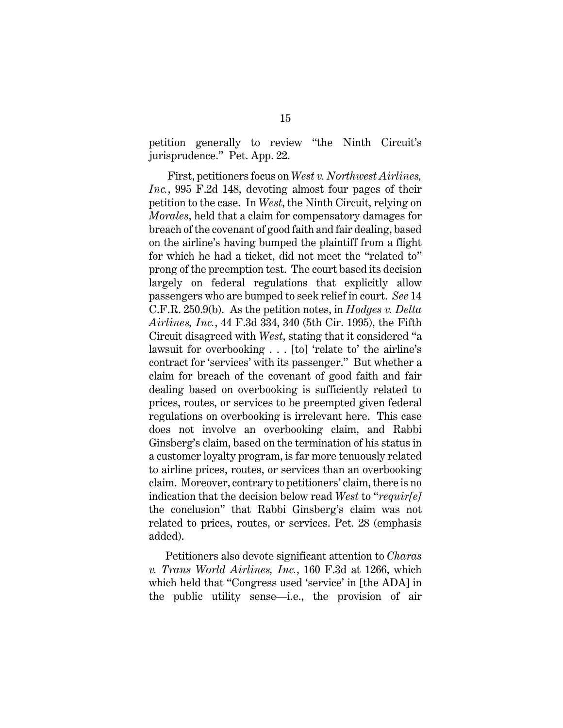petition generally to review "the Ninth Circuit's jurisprudence." Pet. App. 22.

First, petitioners focus on *West v. Northwest Airlines, Inc.*, 995 F.2d 148, devoting almost four pages of their petition to the case. In *West*, the Ninth Circuit, relying on *Morales*, held that a claim for compensatory damages for breach of the covenant of good faith and fair dealing, based on the airline's having bumped the plaintiff from a flight for which he had a ticket, did not meet the "related to" prong of the preemption test. The court based its decision largely on federal regulations that explicitly allow passengers who are bumped to seek relief in court. *See* 14 C.F.R. 250.9(b). As the petition notes, in *Hodges v. Delta Airlines, Inc.*, 44 F.3d 334, 340 (5th Cir. 1995), the Fifth Circuit disagreed with *West*, stating that it considered "a lawsuit for overbooking . . . [to] 'relate to' the airline's contract for 'services' with its passenger." But whether a claim for breach of the covenant of good faith and fair dealing based on overbooking is sufficiently related to prices, routes, or services to be preempted given federal regulations on overbooking is irrelevant here. This case does not involve an overbooking claim, and Rabbi Ginsberg's claim, based on the termination of his status in a customer loyalty program, is far more tenuously related to airline prices, routes, or services than an overbooking claim. Moreover, contrary to petitioners' claim, there is no indication that the decision below read *West* to "*requir[e]* the conclusion" that Rabbi Ginsberg's claim was not related to prices, routes, or services. Pet. 28 (emphasis added).

Petitioners also devote significant attention to *Charas v. Trans World Airlines, Inc.*, 160 F.3d at 1266, which which held that "Congress used 'service' in [the ADA] in the public utility sense—i.e., the provision of air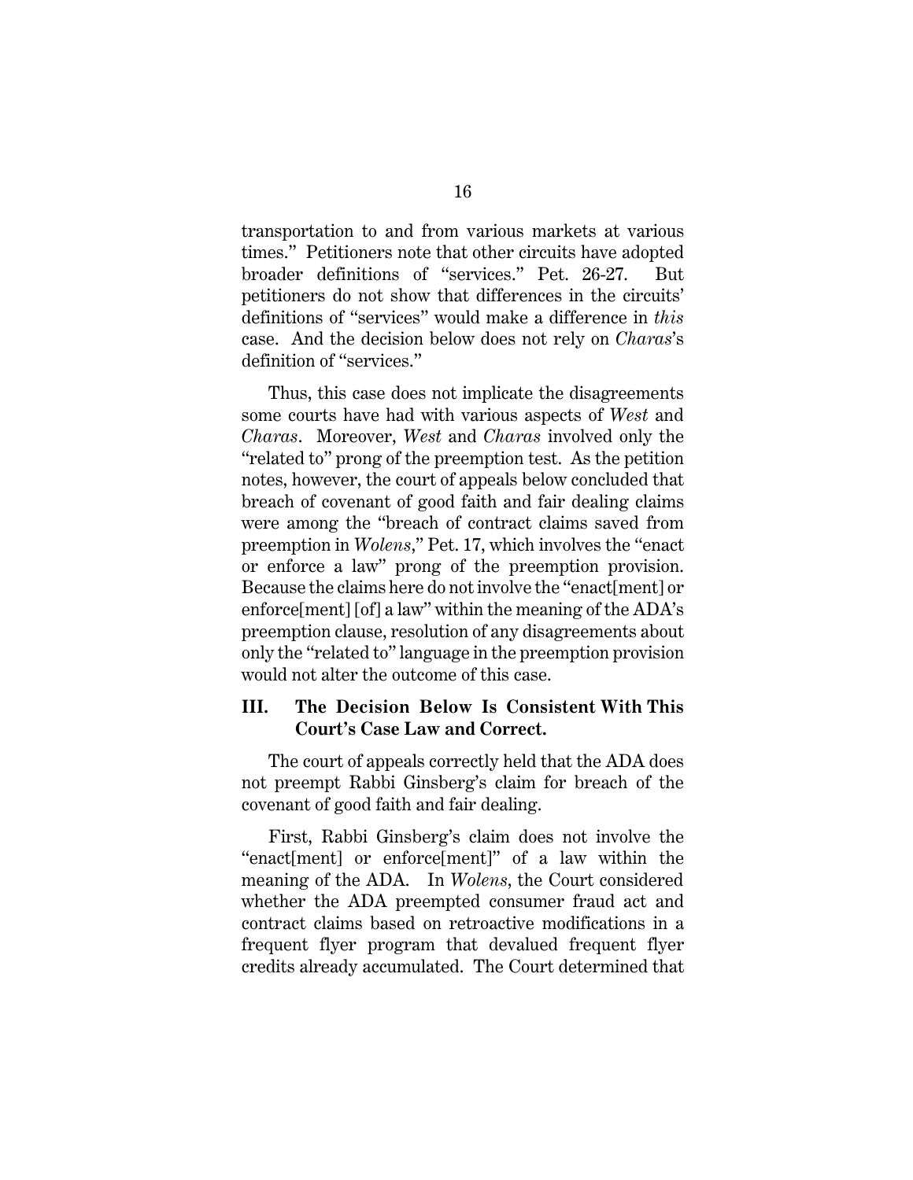transportation to and from various markets at various times." Petitioners note that other circuits have adopted broader definitions of "services." Pet. 26-27. But petitioners do not show that differences in the circuits' definitions of "services" would make a difference in *this* case. And the decision below does not rely on *Charas*'s definition of "services."

Thus, this case does not implicate the disagreements some courts have had with various aspects of *West* and *Charas*. Moreover, *West* and *Charas* involved only the "related to" prong of the preemption test. As the petition notes, however, the court of appeals below concluded that breach of covenant of good faith and fair dealing claims were among the "breach of contract claims saved from preemption in *Wolens*," Pet. 17, which involves the "enact or enforce a law" prong of the preemption provision. Because the claims here do not involve the "enact[ment] or enforce[ment] [of] a law" within the meaning of the ADA's preemption clause, resolution of any disagreements about only the "related to" language in the preemption provision would not alter the outcome of this case.

## III. The Decision Below Is Consistent With This Court's Case Law and Correct.

The court of appeals correctly held that the ADA does not preempt Rabbi Ginsberg's claim for breach of the covenant of good faith and fair dealing.

First, Rabbi Ginsberg's claim does not involve the "enact[ment] or enforce[ment]" of a law within the meaning of the ADA. In *Wolens*, the Court considered whether the ADA preempted consumer fraud act and contract claims based on retroactive modifications in a frequent flyer program that devalued frequent flyer credits already accumulated. The Court determined that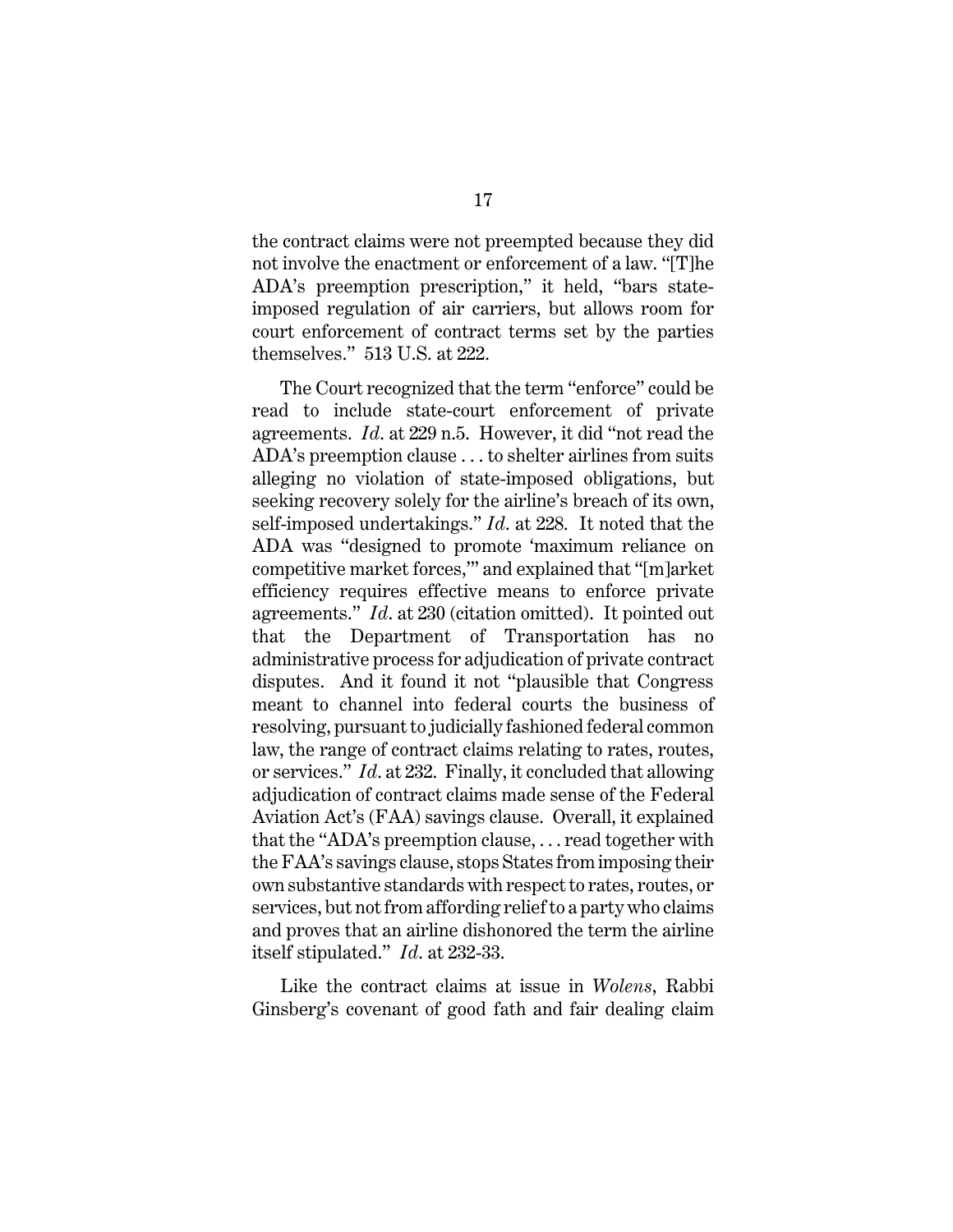the contract claims were not preempted because they did not involve the enactment or enforcement of a law. "[T]he ADA's preemption prescription," it held, "bars state-imposed regulation of air carriers, but allows room for court enforcement of contract terms set by the parties themselves." 513 U.S. at 222.

The Court recognized that the term "enforce" could be read to include state-court enforcement of private agreements. *Id.* at 229 n.5. However, it did "not read the ADA's preemption clause . . . to shelter airlines from suits alleging no violation of state-imposed obligations, but seeking recovery solely for the airline's breach of its own, self-imposed undertakings." *Id.* at 228. It noted that the ADA was "designed to promote 'maximum reliance on competitive market forces,'" and explained that "[m]arket efficiency requires effective means to enforce private agreements." *Id.* at 230 (citation omitted). It pointed out that the Department of Transportation has no administrative process for adjudication of private contract disputes. And it found it not "plausible that Congress meant to channel into federal courts the business of resolving, pursuant to judicially fashioned federal common law, the range of contract claims relating to rates, routes, or services." *Id.* at 232. Finally, it concluded that allowing adjudication of contract claims made sense of the Federal Aviation Act's (FAA) savings clause. Overall, it explained that the "ADA's preemption clause, . . . read together with the FAA's savings clause, stops States from imposing their own substantive standards with respect to rates, routes, or services, but not from affording relief to a party who claims and proves that an airline dishonored the term the airline itself stipulated." *Id.* at 232-33.

Like the contract claims at issue in *Wolens*, Rabbi Ginsberg's covenant of good fath and fair dealing claim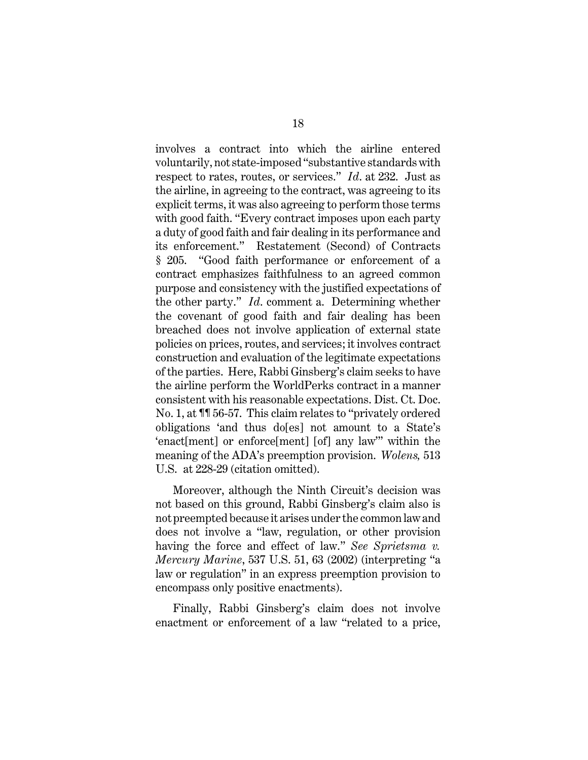involves a contract into which the airline entered voluntarily, not state-imposed "substantive standards with respect to rates, routes, or services." *Id*. at 232. Just as the airline, in agreeing to the contract, was agreeing to its explicit terms, it was also agreeing to perform those terms with good faith. "Every contract imposes upon each party a duty of good faith and fair dealing in its performance and its enforcement." Restatement (Second) of Contracts § 205. "Good faith performance or enforcement of a contract emphasizes faithfulness to an agreed common purpose and consistency with the justified expectations of the other party." *Id*. comment a. Determining whether the covenant of good faith and fair dealing has been breached does not involve application of external state policies on prices, routes, and services; it involves contract construction and evaluation of the legitimate expectations of the parties. Here, Rabbi Ginsberg's claim seeks to have the airline perform the WorldPerks contract in a manner consistent with his reasonable expectations. Dist. Ct. Doc. No. 1, at ¶¶ 56-57. This claim relates to "privately ordered obligations 'and thus do[es] not amount to a State's 'enact[ment] or enforce[ment] [of] any law'" within the meaning of the ADA's preemption provision. *Wolens,* 513 U.S. at 228-29 (citation omitted).

Moreover, although the Ninth Circuit's decision was not based on this ground, Rabbi Ginsberg's claim also is not preempted because it arises under the common law and does not involve a "law, regulation, or other provision having the force and effect of law." *See Sprietsma v. Mercury Marine*, 537 U.S. 51, 63 (2002) (interpreting "a law or regulation" in an express preemption provision to encompass only positive enactments).

Finally, Rabbi Ginsberg's claim does not involve enactment or enforcement of a law "related to a price,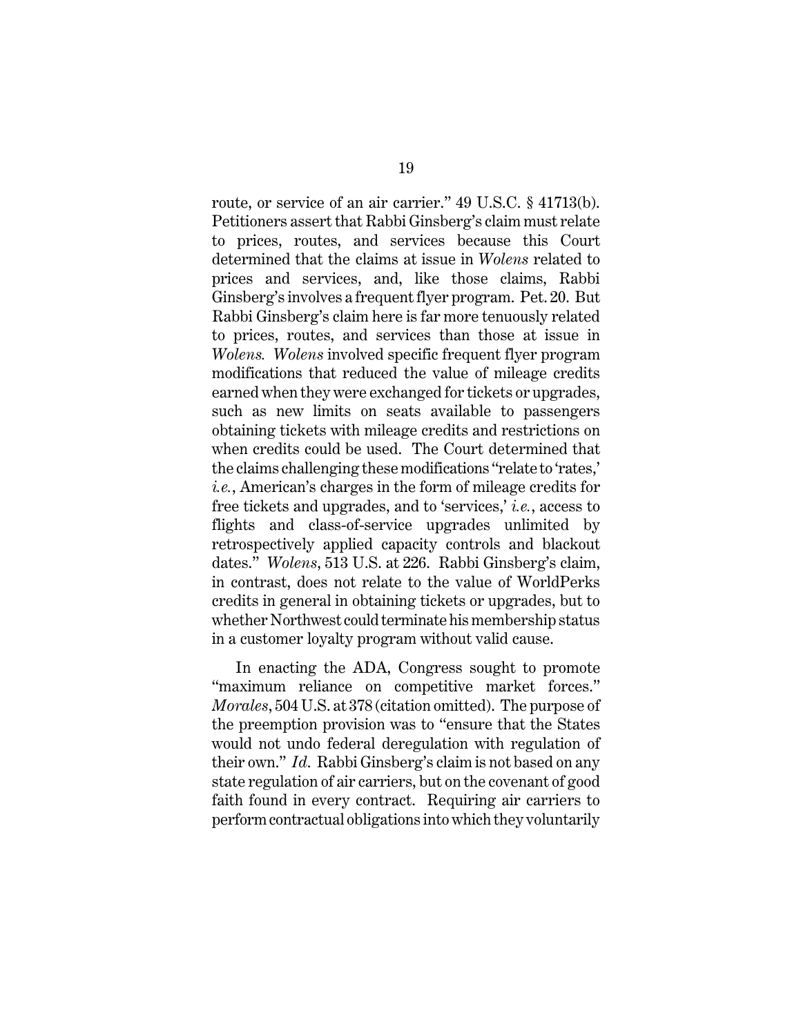route, or service of an air carrier." 49 U.S.C. § 41713(b). Petitioners assert that Rabbi Ginsberg's claim must relate to prices, routes, and services because this Court determined that the claims at issue in *Wolens* related to prices and services, and, like those claims, Rabbi Ginsberg's involves a frequent flyer program. Pet. 20. But Rabbi Ginsberg's claim here is far more tenuously related to prices, routes, and services than those at issue in *Wolens. Wolens* involved specific frequent flyer program modifications that reduced the value of mileage credits earned when they were exchanged for tickets or upgrades, such as new limits on seats available to passengers obtaining tickets with mileage credits and restrictions on when credits could be used. The Court determined that the claims challenging these modifications "relate to 'rates,' *i.e.*, American's charges in the form of mileage credits for free tickets and upgrades, and to 'services,' *i.e.*, access to flights and class-of-service upgrades unlimited by retrospectively applied capacity controls and blackout dates." *Wolens*, 513 U.S. at 226. Rabbi Ginsberg's claim, in contrast, does not relate to the value of WorldPerks credits in general in obtaining tickets or upgrades, but to whether Northwest could terminate his membership status in a customer loyalty program without valid cause.

In enacting the ADA, Congress sought to promote "maximum reliance on competitive market forces." *Morales*, 504 U.S. at 378 (citation omitted). The purpose of the preemption provision was to "ensure that the States would not undo federal deregulation with regulation of their own." *Id.* Rabbi Ginsberg's claim is not based on any state regulation of air carriers, but on the covenant of good faith found in every contract. Requiring air carriers to perform contractual obligations into which they voluntarily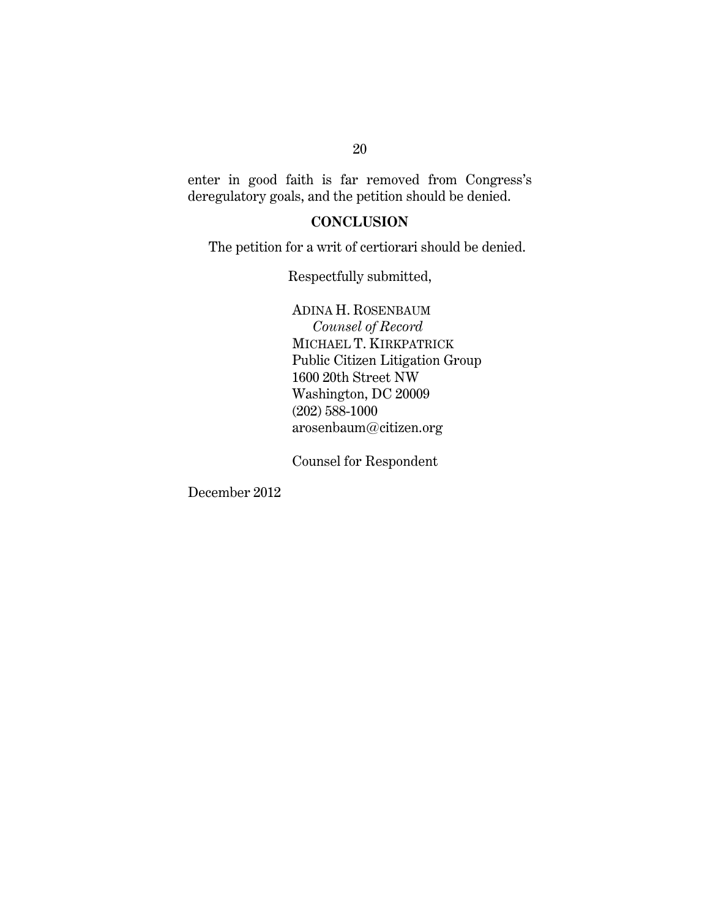enter in good faith is far removed from Congress's deregulatory goals, and the petition should be denied.

## CONCLUSION

The petition for a writ of certiorari should be denied.

Respectfully submitted,

ADINA H. ROSENBAUM
*Counsel of Record*
MICHAEL T. KIRKPATRICK
Public Citizen Litigation Group
1600 20th Street NW
Washington, DC 20009
(202) 588-1000
arosenbaum@citizen.org

Counsel for Respondent

December 2012